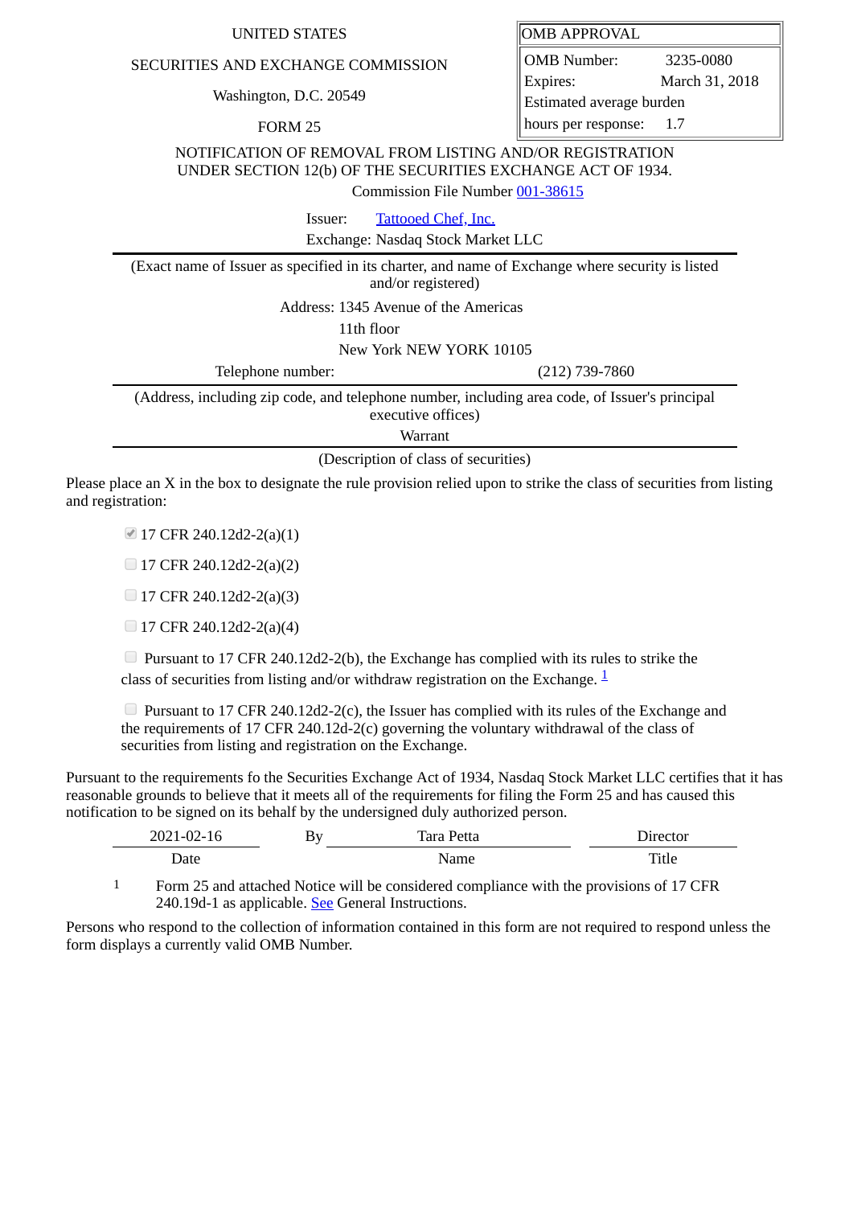UNITED STATES

SECURITIES AND EXCHANGE COMMISSION

Washington, D.C. 20549

FORM 25

| OMB APPROVAL | |
|---|---|
| OMB Number: | 3235-0080 |
| Expires: | March 31, 2018 |
| Estimated average burden hours per response: | 1.7 |

NOTIFICATION OF REMOVAL FROM LISTING AND/OR REGISTRATION UNDER SECTION 12(b) OF THE SECURITIES EXCHANGE ACT OF 1934.

Commission File Number 001-38615

Issuer: Tattooed Chef, Inc.

Exchange: Nasdaq Stock Market LLC

(Exact name of Issuer as specified in its charter, and name of Exchange where security is listed and/or registered)

Address: 1345 Avenue of the Americas
11th floor
New York NEW YORK 10105

Telephone number: (212) 739-7860

(Address, including zip code, and telephone number, including area code, of Issuer's principal executive offices)

Warrant

(Description of class of securities)

Please place an X in the box to designate the rule provision relied upon to strike the class of securities from listing and registration:

- [x] 17 CFR 240.12d2-2(a)(1)
- [ ] 17 CFR 240.12d2-2(a)(2)
- [ ] 17 CFR 240.12d2-2(a)(3)
- [ ] 17 CFR 240.12d2-2(a)(4)
- [ ] Pursuant to 17 CFR 240.12d2-2(b), the Exchange has complied with its rules to strike the class of securities from listing and/or withdraw registration on the Exchange. [1]
- [ ] Pursuant to 17 CFR 240.12d2-2(c), the Issuer has complied with its rules of the Exchange and the requirements of 17 CFR 240.12d-2(c) governing the voluntary withdrawal of the class of securities from listing and registration on the Exchange.

Pursuant to the requirements fo the Securities Exchange Act of 1934, Nasdaq Stock Market LLC certifies that it has reasonable grounds to believe that it meets all of the requirements for filing the Form 25 and has caused this notification to be signed on its behalf by the undersigned duly authorized person.

| 2021-02-16 | By | Tara Petta | Director |
|---|---|---|---|
| Date | | Name | Title |

1 Form 25 and attached Notice will be considered compliance with the provisions of 17 CFR 240.19d-1 as applicable. See General Instructions.

Persons who respond to the collection of information contained in this form are not required to respond unless the form displays a currently valid OMB Number.